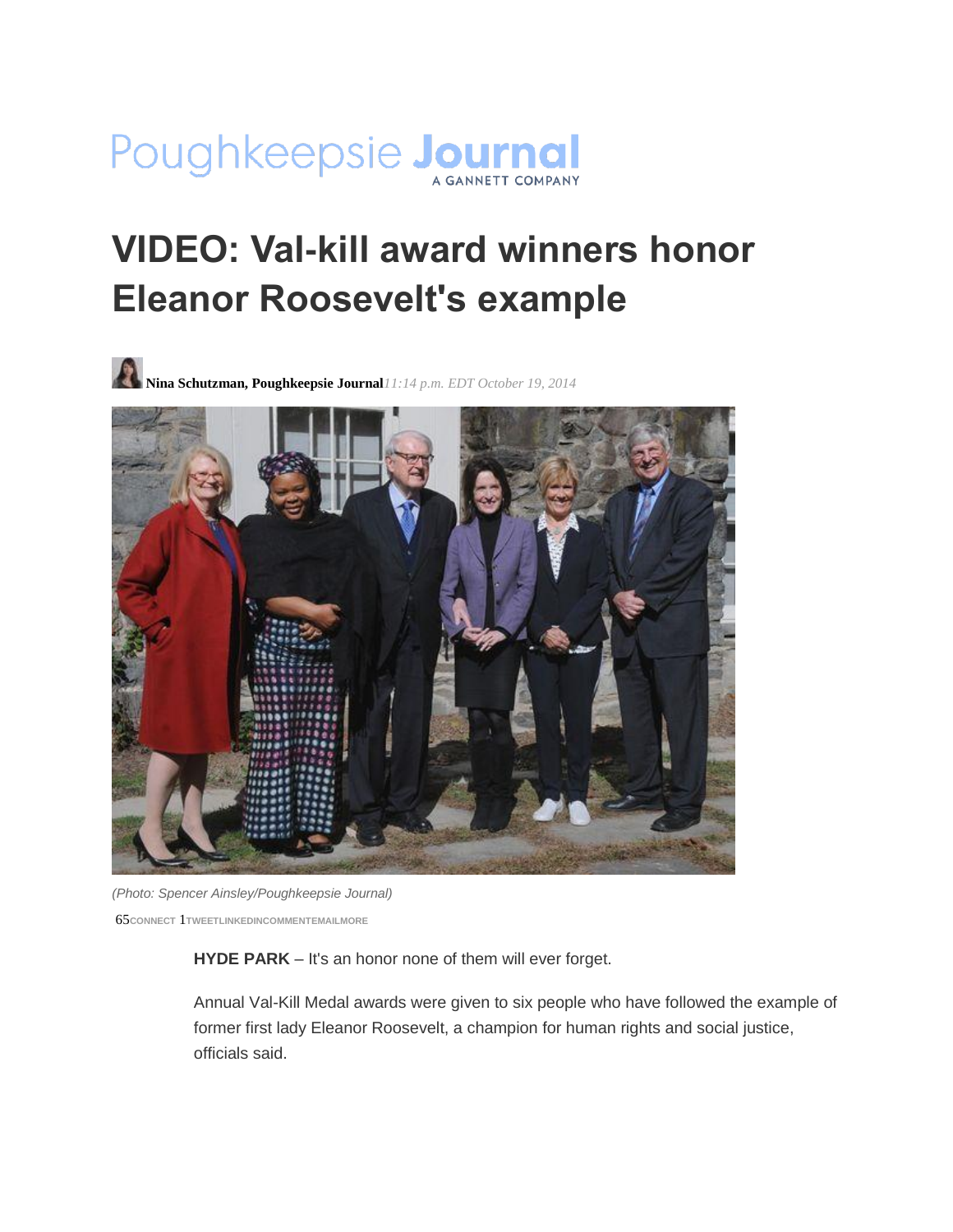Poughkeepsie **Journal**
A GANNETT COMPANY

# VIDEO: Val-kill award winners honor Eleanor Roosevelt's example

**Nina Schutzman, Poughkeepsie Journal** *11:14 p.m. EDT October 19, 2014*

*(Photo: Spencer Ainsley/Poughkeepsie Journal)*

65 CONNECT 1 TWEET LINKEDIN COMMENT EMAIL MORE

**HYDE PARK** – It's an honor none of them will ever forget.

Annual Val-Kill Medal awards were given to six people who have followed the example of former first lady Eleanor Roosevelt, a champion for human rights and social justice, officials said.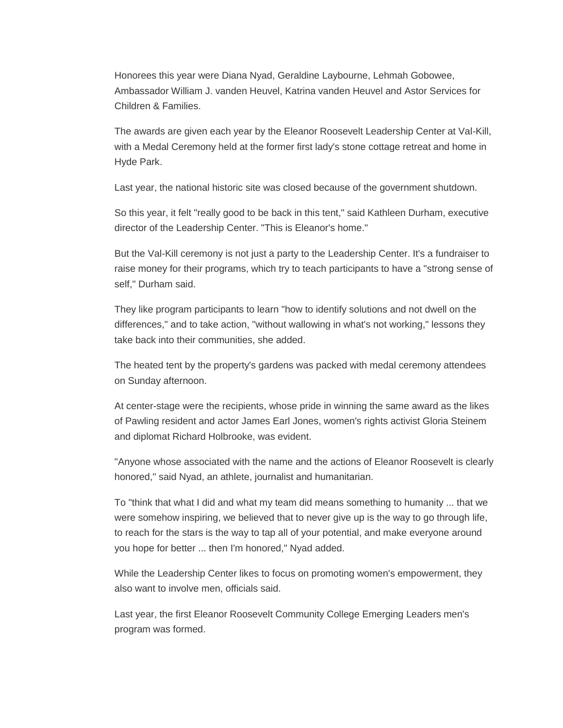Honorees this year were Diana Nyad, Geraldine Laybourne, Lehmah Gobowee, Ambassador William J. vanden Heuvel, Katrina vanden Heuvel and Astor Services for Children & Families.

The awards are given each year by the Eleanor Roosevelt Leadership Center at Val-Kill, with a Medal Ceremony held at the former first lady's stone cottage retreat and home in Hyde Park.

Last year, the national historic site was closed because of the government shutdown.

So this year, it felt "really good to be back in this tent," said Kathleen Durham, executive director of the Leadership Center. "This is Eleanor's home."

But the Val-Kill ceremony is not just a party to the Leadership Center. It's a fundraiser to raise money for their programs, which try to teach participants to have a "strong sense of self," Durham said.

They like program participants to learn "how to identify solutions and not dwell on the differences," and to take action, "without wallowing in what's not working," lessons they take back into their communities, she added.

The heated tent by the property's gardens was packed with medal ceremony attendees on Sunday afternoon.

At center-stage were the recipients, whose pride in winning the same award as the likes of Pawling resident and actor James Earl Jones, women's rights activist Gloria Steinem and diplomat Richard Holbrooke, was evident.

"Anyone whose associated with the name and the actions of Eleanor Roosevelt is clearly honored," said Nyad, an athlete, journalist and humanitarian.

To "think that what I did and what my team did means something to humanity ... that we were somehow inspiring, we believed that to never give up is the way to go through life, to reach for the stars is the way to tap all of your potential, and make everyone around you hope for better ... then I'm honored," Nyad added.

While the Leadership Center likes to focus on promoting women's empowerment, they also want to involve men, officials said.

Last year, the first Eleanor Roosevelt Community College Emerging Leaders men's program was formed.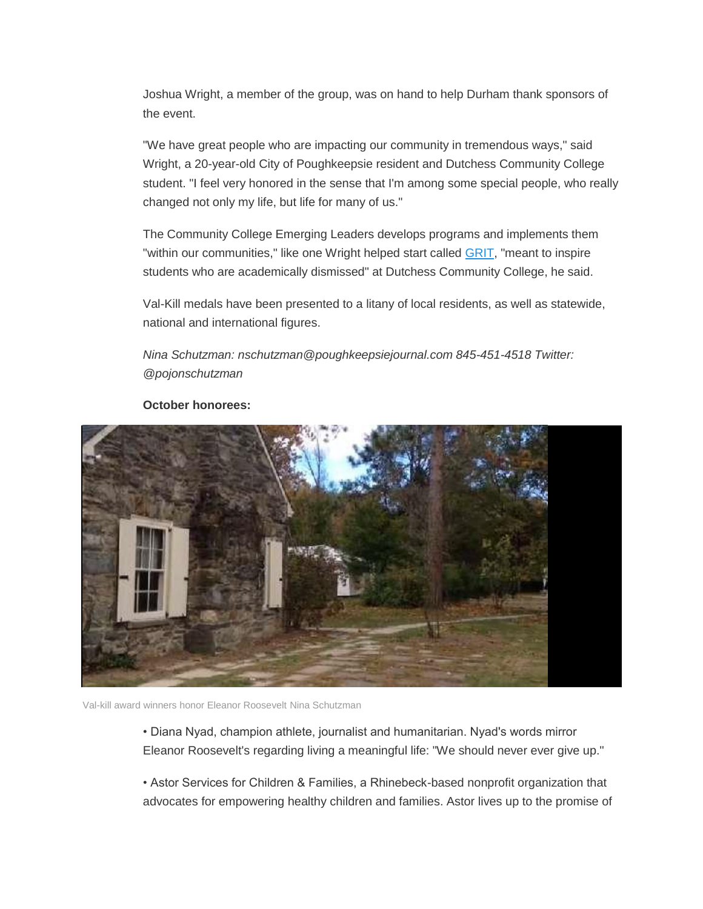Joshua Wright, a member of the group, was on hand to help Durham thank sponsors of the event.

"We have great people who are impacting our community in tremendous ways," said Wright, a 20-year-old City of Poughkeepsie resident and Dutchess Community College student. "I feel very honored in the sense that I'm among some special people, who really changed not only my life, but life for many of us."

The Community College Emerging Leaders develops programs and implements them "within our communities," like one Wright helped start called GRIT, "meant to inspire students who are academically dismissed" at Dutchess Community College, he said.

Val-Kill medals have been presented to a litany of local residents, as well as statewide, national and international figures.

*Nina Schutzman: nschutzman@poughkeepsiejournal.com 845-451-4518 Twitter: @pojonschutzman*

**October honorees:**

Val-kill award winners honor Eleanor Roosevelt Nina Schutzman

• Diana Nyad, champion athlete, journalist and humanitarian. Nyad's words mirror Eleanor Roosevelt's regarding living a meaningful life: "We should never ever give up."

• Astor Services for Children & Families, a Rhinebeck-based nonprofit organization that advocates for empowering healthy children and families. Astor lives up to the promise of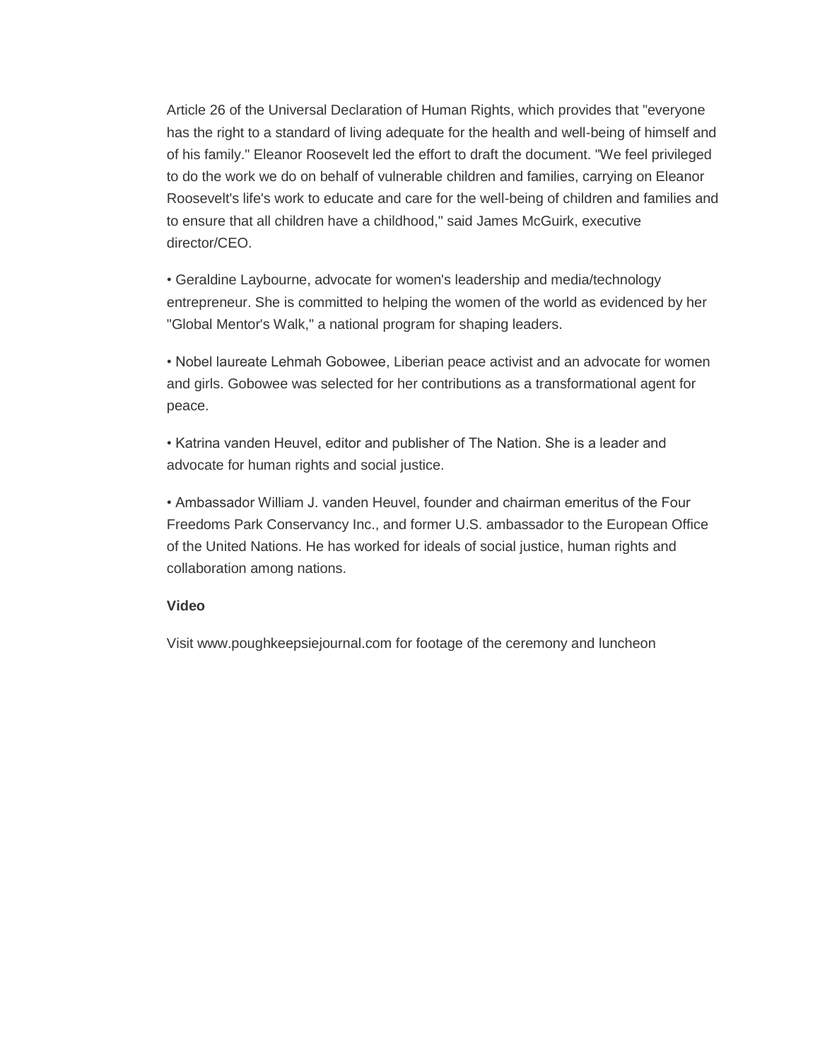Article 26 of the Universal Declaration of Human Rights, which provides that "everyone has the right to a standard of living adequate for the health and well-being of himself and of his family." Eleanor Roosevelt led the effort to draft the document. "We feel privileged to do the work we do on behalf of vulnerable children and families, carrying on Eleanor Roosevelt's life's work to educate and care for the well-being of children and families and to ensure that all children have a childhood," said James McGuirk, executive director/CEO.

• Geraldine Laybourne, advocate for women's leadership and media/technology entrepreneur. She is committed to helping the women of the world as evidenced by her "Global Mentor's Walk," a national program for shaping leaders.

• Nobel laureate Lehmah Gobowee, Liberian peace activist and an advocate for women and girls. Gobowee was selected for her contributions as a transformational agent for peace.

• Katrina vanden Heuvel, editor and publisher of The Nation. She is a leader and advocate for human rights and social justice.

• Ambassador William J. vanden Heuvel, founder and chairman emeritus of the Four Freedoms Park Conservancy Inc., and former U.S. ambassador to the European Office of the United Nations. He has worked for ideals of social justice, human rights and collaboration among nations.

**Video**

Visit www.poughkeepsiejournal.com for footage of the ceremony and luncheon